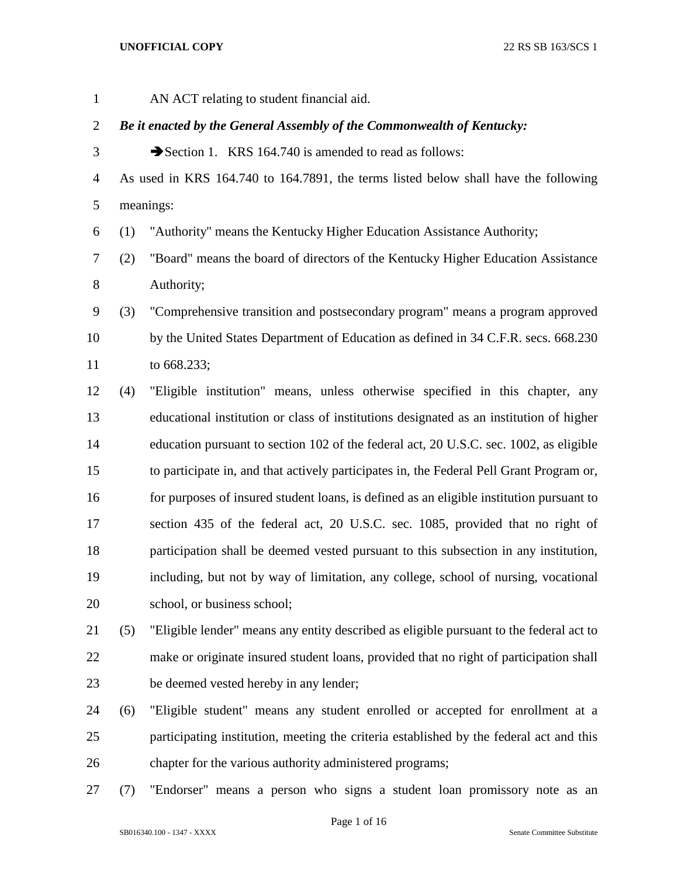AN ACT relating to student financial aid.

***Be it enacted by the General Assembly of the Commonwealth of Kentucky:***

➔Section 1. KRS 164.740 is amended to read as follows:

As used in KRS 164.740 to 164.7891, the terms listed below shall have the following meanings:

(1) "Authority" means the Kentucky Higher Education Assistance Authority;

(2) "Board" means the board of directors of the Kentucky Higher Education Assistance Authority;

(3) "Comprehensive transition and postsecondary program" means a program approved by the United States Department of Education as defined in 34 C.F.R. secs. 668.230 to 668.233;

(4) "Eligible institution" means, unless otherwise specified in this chapter, any educational institution or class of institutions designated as an institution of higher education pursuant to section 102 of the federal act, 20 U.S.C. sec. 1002, as eligible to participate in, and that actively participates in, the Federal Pell Grant Program or, for purposes of insured student loans, is defined as an eligible institution pursuant to section 435 of the federal act, 20 U.S.C. sec. 1085, provided that no right of participation shall be deemed vested pursuant to this subsection in any institution, including, but not by way of limitation, any college, school of nursing, vocational school, or business school;

(5) "Eligible lender" means any entity described as eligible pursuant to the federal act to make or originate insured student loans, provided that no right of participation shall be deemed vested hereby in any lender;

(6) "Eligible student" means any student enrolled or accepted for enrollment at a participating institution, meeting the criteria established by the federal act and this chapter for the various authority administered programs;

(7) "Endorser" means a person who signs a student loan promissory note as an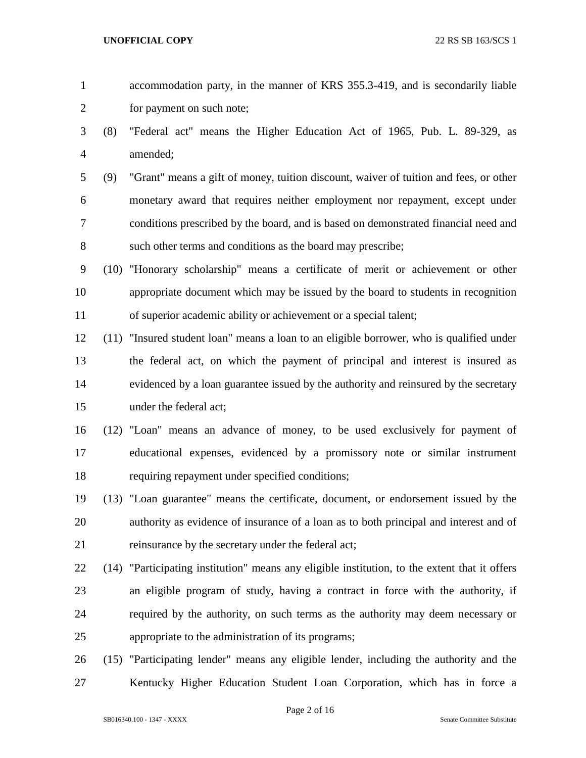accommodation party, in the manner of KRS 355.3-419, and is secondarily liable for payment on such note;

(8) "Federal act" means the Higher Education Act of 1965, Pub. L. 89-329, as amended;

(9) "Grant" means a gift of money, tuition discount, waiver of tuition and fees, or other monetary award that requires neither employment nor repayment, except under conditions prescribed by the board, and is based on demonstrated financial need and such other terms and conditions as the board may prescribe;

(10) "Honorary scholarship" means a certificate of merit or achievement or other appropriate document which may be issued by the board to students in recognition of superior academic ability or achievement or a special talent;

(11) "Insured student loan" means a loan to an eligible borrower, who is qualified under the federal act, on which the payment of principal and interest is insured as evidenced by a loan guarantee issued by the authority and reinsured by the secretary under the federal act;

(12) "Loan" means an advance of money, to be used exclusively for payment of educational expenses, evidenced by a promissory note or similar instrument requiring repayment under specified conditions;

(13) "Loan guarantee" means the certificate, document, or endorsement issued by the authority as evidence of insurance of a loan as to both principal and interest and of reinsurance by the secretary under the federal act;

(14) "Participating institution" means any eligible institution, to the extent that it offers an eligible program of study, having a contract in force with the authority, if required by the authority, on such terms as the authority may deem necessary or appropriate to the administration of its programs;

(15) "Participating lender" means any eligible lender, including the authority and the Kentucky Higher Education Student Loan Corporation, which has in force a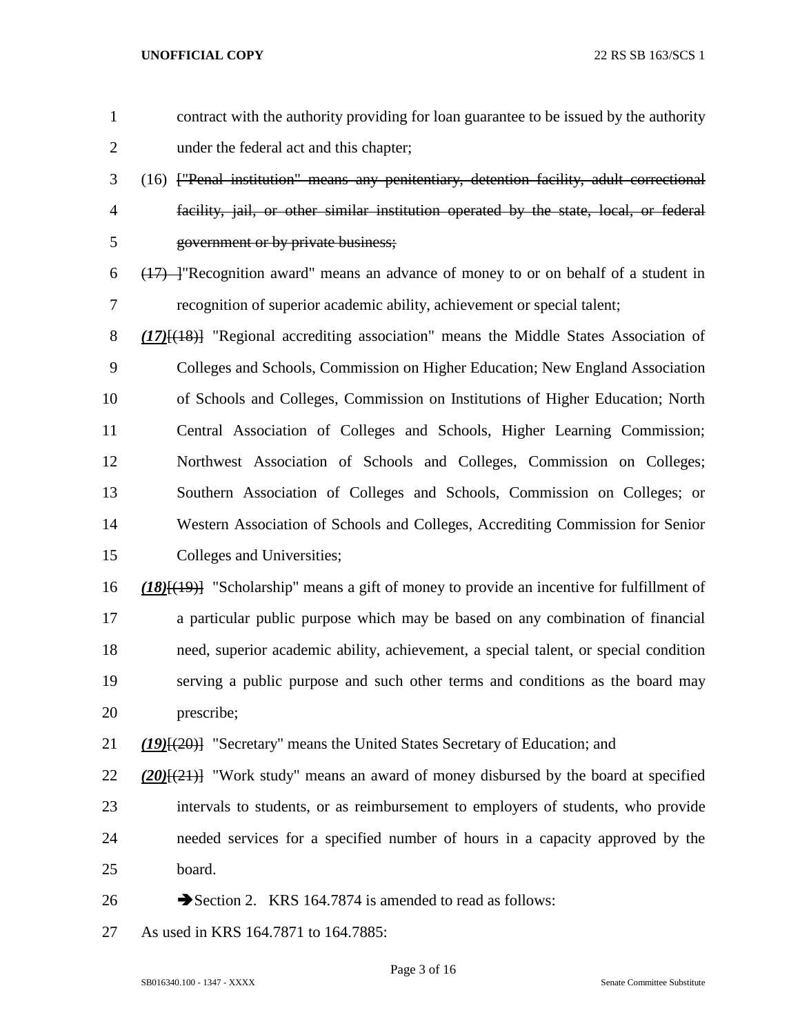contract with the authority providing for loan guarantee to be issued by the authority under the federal act and this chapter;

(16) ~~["Penal institution" means any penitentiary, detention facility, adult correctional facility, jail, or other similar institution operated by the state, local, or federal government or by private business;~~

~~(17) ]~~"Recognition award" means an advance of money to or on behalf of a student in recognition of superior academic ability, achievement or special talent;

***(17)***~~[(18)]~~ "Regional accrediting association" means the Middle States Association of Colleges and Schools, Commission on Higher Education; New England Association of Schools and Colleges, Commission on Institutions of Higher Education; North Central Association of Colleges and Schools, Higher Learning Commission; Northwest Association of Schools and Colleges, Commission on Colleges; Southern Association of Colleges and Schools, Commission on Colleges; or Western Association of Schools and Colleges, Accrediting Commission for Senior Colleges and Universities;

***(18)***~~[(19)]~~ "Scholarship" means a gift of money to provide an incentive for fulfillment of a particular public purpose which may be based on any combination of financial need, superior academic ability, achievement, a special talent, or special condition serving a public purpose and such other terms and conditions as the board may prescribe;

***(19)***~~[(20)]~~ "Secretary" means the United States Secretary of Education; and

***(20)***~~[(21)]~~ "Work study" means an award of money disbursed by the board at specified intervals to students, or as reimbursement to employers of students, who provide needed services for a specified number of hours in a capacity approved by the board.

➔Section 2. KRS 164.7874 is amended to read as follows:

As used in KRS 164.7871 to 164.7885: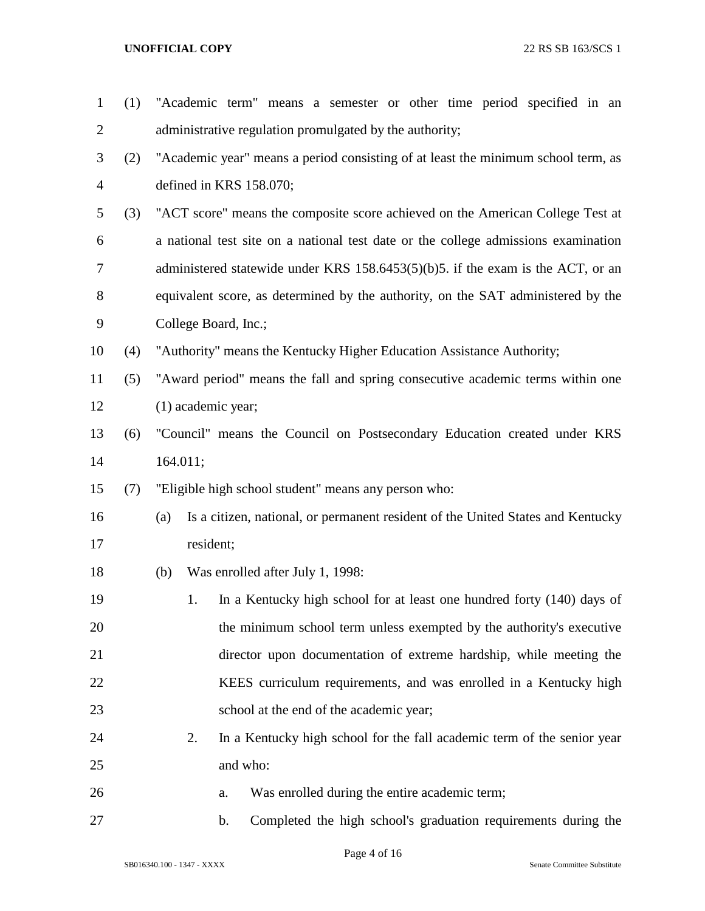(1) "Academic term" means a semester or other time period specified in an administrative regulation promulgated by the authority;

(2) "Academic year" means a period consisting of at least the minimum school term, as defined in KRS 158.070;

(3) "ACT score" means the composite score achieved on the American College Test at a national test site on a national test date or the college admissions examination administered statewide under KRS 158.6453(5)(b)5. if the exam is the ACT, or an equivalent score, as determined by the authority, on the SAT administered by the College Board, Inc.;

(4) "Authority" means the Kentucky Higher Education Assistance Authority;

(5) "Award period" means the fall and spring consecutive academic terms within one (1) academic year;

(6) "Council" means the Council on Postsecondary Education created under KRS 164.011;

(7) "Eligible high school student" means any person who:

(a) Is a citizen, national, or permanent resident of the United States and Kentucky resident;

(b) Was enrolled after July 1, 1998:

1. In a Kentucky high school for at least one hundred forty (140) days of the minimum school term unless exempted by the authority's executive director upon documentation of extreme hardship, while meeting the KEES curriculum requirements, and was enrolled in a Kentucky high school at the end of the academic year;

2. In a Kentucky high school for the fall academic term of the senior year and who:

a. Was enrolled during the entire academic term;

b. Completed the high school's graduation requirements during the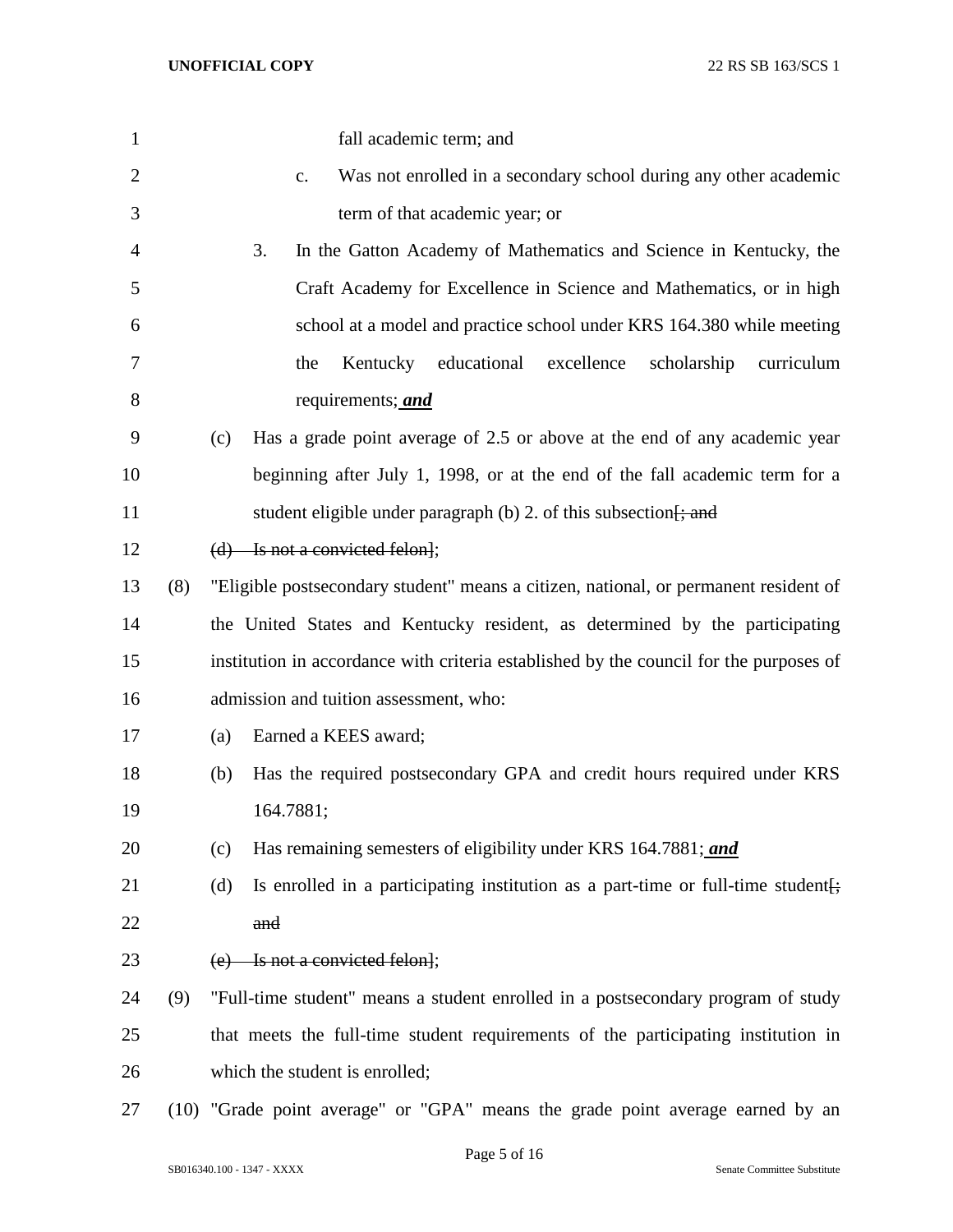fall academic term; and

c. Was not enrolled in a secondary school during any other academic term of that academic year; or

3. In the Gatton Academy of Mathematics and Science in Kentucky, the Craft Academy for Excellence in Science and Mathematics, or in high school at a model and practice school under KRS 164.380 while meeting the Kentucky educational excellence scholarship curriculum requirements; ***and***

(c) Has a grade point average of 2.5 or above at the end of any academic year beginning after July 1, 1998, or at the end of the fall academic term for a student eligible under paragraph (b) 2. of this subsection[~~; and~~

~~(d) Is not a convicted felon~~];

(8) "Eligible postsecondary student" means a citizen, national, or permanent resident of the United States and Kentucky resident, as determined by the participating institution in accordance with criteria established by the council for the purposes of admission and tuition assessment, who:

(a) Earned a KEES award;

(b) Has the required postsecondary GPA and credit hours required under KRS 164.7881;

(c) Has remaining semesters of eligibility under KRS 164.7881; ***and***

(d) Is enrolled in a participating institution as a part-time or full-time student[~~; and~~

~~(e) Is not a convicted felon~~];

(9) "Full-time student" means a student enrolled in a postsecondary program of study that meets the full-time student requirements of the participating institution in which the student is enrolled;

(10) "Grade point average" or "GPA" means the grade point average earned by an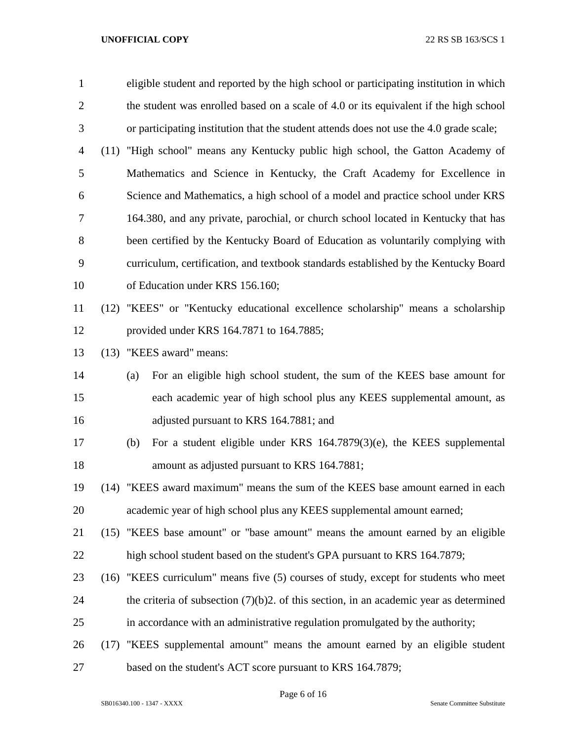eligible student and reported by the high school or participating institution in which the student was enrolled based on a scale of 4.0 or its equivalent if the high school or participating institution that the student attends does not use the 4.0 grade scale;

(11) "High school" means any Kentucky public high school, the Gatton Academy of Mathematics and Science in Kentucky, the Craft Academy for Excellence in Science and Mathematics, a high school of a model and practice school under KRS 164.380, and any private, parochial, or church school located in Kentucky that has been certified by the Kentucky Board of Education as voluntarily complying with curriculum, certification, and textbook standards established by the Kentucky Board of Education under KRS 156.160;

(12) "KEES" or "Kentucky educational excellence scholarship" means a scholarship provided under KRS 164.7871 to 164.7885;

(13) "KEES award" means:

(a) For an eligible high school student, the sum of the KEES base amount for each academic year of high school plus any KEES supplemental amount, as adjusted pursuant to KRS 164.7881; and

(b) For a student eligible under KRS 164.7879(3)(e), the KEES supplemental amount as adjusted pursuant to KRS 164.7881;

(14) "KEES award maximum" means the sum of the KEES base amount earned in each academic year of high school plus any KEES supplemental amount earned;

(15) "KEES base amount" or "base amount" means the amount earned by an eligible high school student based on the student's GPA pursuant to KRS 164.7879;

(16) "KEES curriculum" means five (5) courses of study, except for students who meet the criteria of subsection (7)(b)2. of this section, in an academic year as determined in accordance with an administrative regulation promulgated by the authority;

(17) "KEES supplemental amount" means the amount earned by an eligible student based on the student's ACT score pursuant to KRS 164.7879;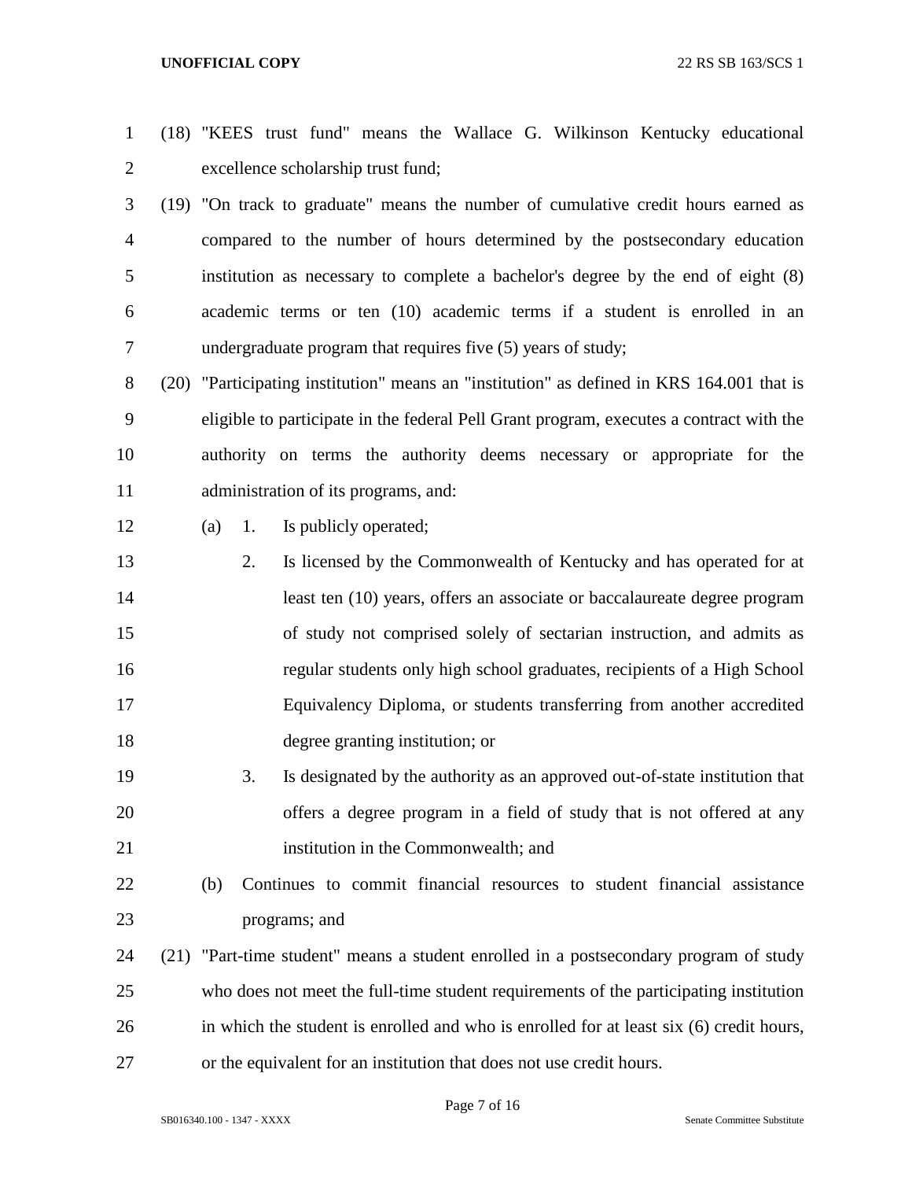(18) "KEES trust fund" means the Wallace G. Wilkinson Kentucky educational excellence scholarship trust fund;

(19) "On track to graduate" means the number of cumulative credit hours earned as compared to the number of hours determined by the postsecondary education institution as necessary to complete a bachelor's degree by the end of eight (8) academic terms or ten (10) academic terms if a student is enrolled in an undergraduate program that requires five (5) years of study;

(20) "Participating institution" means an "institution" as defined in KRS 164.001 that is eligible to participate in the federal Pell Grant program, executes a contract with the authority on terms the authority deems necessary or appropriate for the administration of its programs, and:

(a) 1. Is publicly operated;

2. Is licensed by the Commonwealth of Kentucky and has operated for at least ten (10) years, offers an associate or baccalaureate degree program of study not comprised solely of sectarian instruction, and admits as regular students only high school graduates, recipients of a High School Equivalency Diploma, or students transferring from another accredited degree granting institution; or

3. Is designated by the authority as an approved out-of-state institution that offers a degree program in a field of study that is not offered at any institution in the Commonwealth; and

(b) Continues to commit financial resources to student financial assistance programs; and

(21) "Part-time student" means a student enrolled in a postsecondary program of study who does not meet the full-time student requirements of the participating institution in which the student is enrolled and who is enrolled for at least six (6) credit hours, or the equivalent for an institution that does not use credit hours.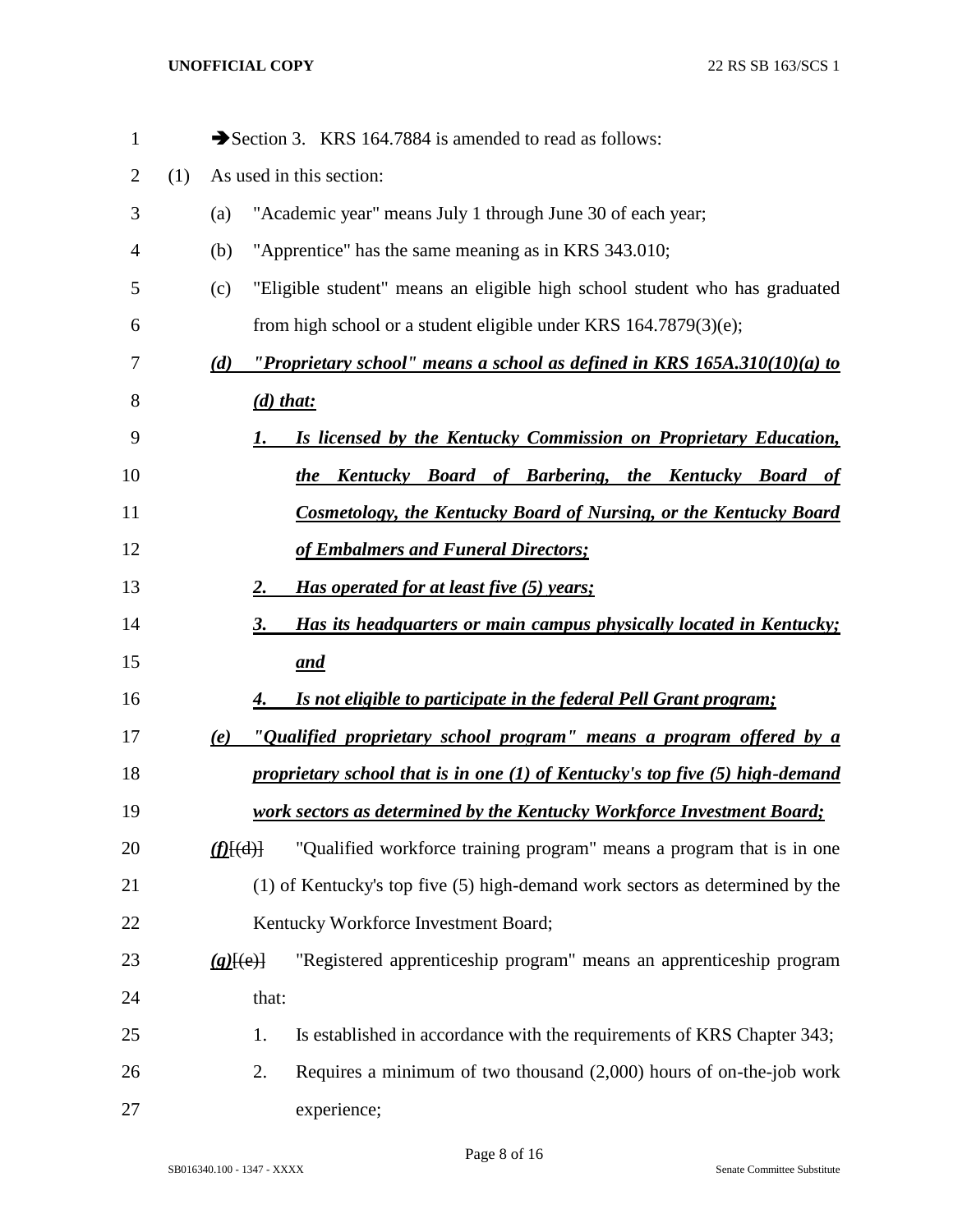➔Section 3. KRS 164.7884 is amended to read as follows:

(1) As used in this section:

(a) "Academic year" means July 1 through June 30 of each year;

(b) "Apprentice" has the same meaning as in KRS 343.010;

(c) "Eligible student" means an eligible high school student who has graduated from high school or a student eligible under KRS 164.7879(3)(e);

***(d) "Proprietary school" means a school as defined in KRS 165A.310(10)(a) to (d) that:***

***1. Is licensed by the Kentucky Commission on Proprietary Education, the Kentucky Board of Barbering, the Kentucky Board of Cosmetology, the Kentucky Board of Nursing, or the Kentucky Board of Embalmers and Funeral Directors;***

***2. Has operated for at least five (5) years;***

***3. Has its headquarters or main campus physically located in Kentucky; and***

***4. Is not eligible to participate in the federal Pell Grant program;***

***(e) "Qualified proprietary school program" means a program offered by a proprietary school that is in one (1) of Kentucky's top five (5) high-demand work sectors as determined by the Kentucky Workforce Investment Board;***

***(f)***~~[(d)]~~ "Qualified workforce training program" means a program that is in one (1) of Kentucky's top five (5) high-demand work sectors as determined by the Kentucky Workforce Investment Board;

***(g)***~~[(e)]~~ "Registered apprenticeship program" means an apprenticeship program that:

1. Is established in accordance with the requirements of KRS Chapter 343;

2. Requires a minimum of two thousand (2,000) hours of on-the-job work experience;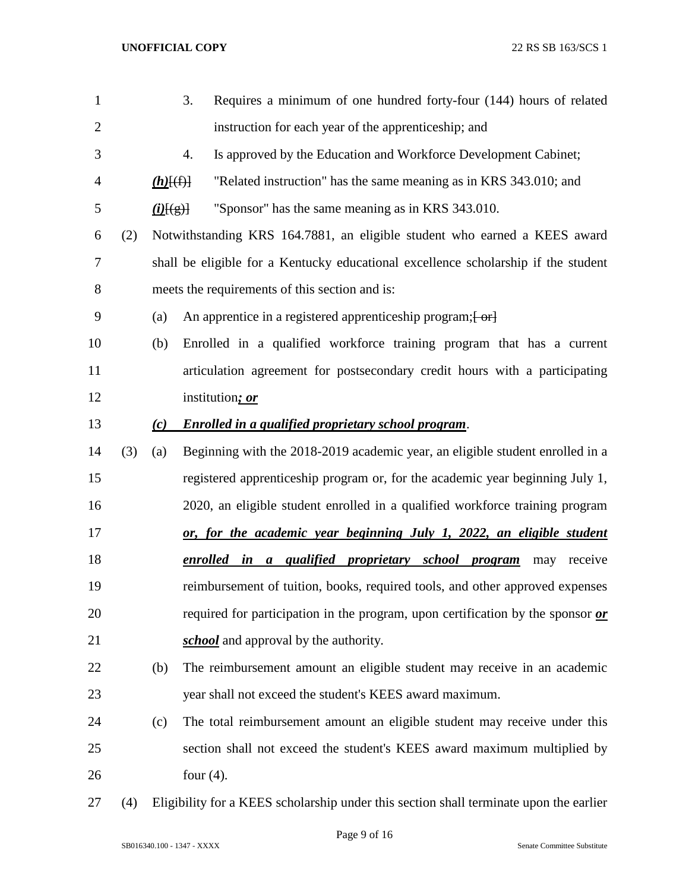3. Requires a minimum of one hundred forty-four (144) hours of related instruction for each year of the apprenticeship; and

4. Is approved by the Education and Workforce Development Cabinet;

***(h)***[(f)] "Related instruction" has the same meaning as in KRS 343.010; and

***(i)***[(g)] "Sponsor" has the same meaning as in KRS 343.010.

(2) Notwithstanding KRS 164.7881, an eligible student who earned a KEES award shall be eligible for a Kentucky educational excellence scholarship if the student meets the requirements of this section and is:

(a) An apprentice in a registered apprenticeship program;[ or]

(b) Enrolled in a qualified workforce training program that has a current articulation agreement for postsecondary credit hours with a participating institution***; or***

***(c) Enrolled in a qualified proprietary school program***.

(3) (a) Beginning with the 2018-2019 academic year, an eligible student enrolled in a registered apprenticeship program or, for the academic year beginning July 1, 2020, an eligible student enrolled in a qualified workforce training program ***or, for the academic year beginning July 1, 2022, an eligible student enrolled in a qualified proprietary school program*** may receive reimbursement of tuition, books, required tools, and other approved expenses required for participation in the program, upon certification by the sponsor ***or school*** and approval by the authority.

(b) The reimbursement amount an eligible student may receive in an academic year shall not exceed the student's KEES award maximum.

(c) The total reimbursement amount an eligible student may receive under this section shall not exceed the student's KEES award maximum multiplied by four (4).

(4) Eligibility for a KEES scholarship under this section shall terminate upon the earlier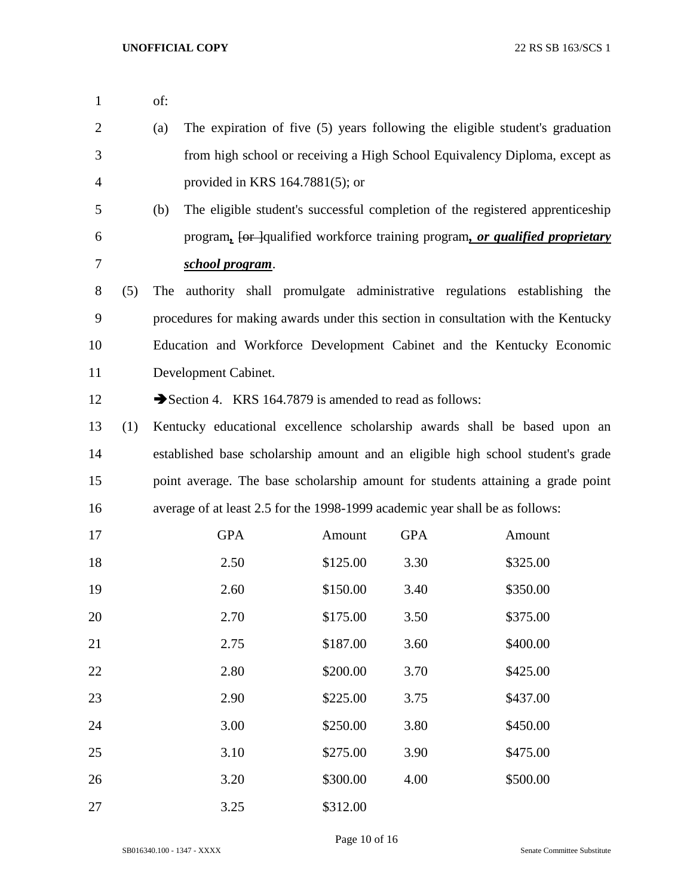of:

(a) The expiration of five (5) years following the eligible student's graduation from high school or receiving a High School Equivalency Diploma, except as provided in KRS 164.7881(5); or

(b) The eligible student's successful completion of the registered apprenticeship program***,*** ~~[or ]~~qualified workforce training program***, or qualified proprietary school program***.

(5) The authority shall promulgate administrative regulations establishing the procedures for making awards under this section in consultation with the Kentucky Education and Workforce Development Cabinet and the Kentucky Economic Development Cabinet.

➔Section 4. KRS 164.7879 is amended to read as follows:

(1) Kentucky educational excellence scholarship awards shall be based upon an established base scholarship amount and an eligible high school student's grade point average. The base scholarship amount for students attaining a grade point average of at least 2.5 for the 1998-1999 academic year shall be as follows:

| GPA | Amount | GPA | Amount |
|---|---|---|---|
| 2.50 | $125.00 | 3.30 | $325.00 |
| 2.60 | $150.00 | 3.40 | $350.00 |
| 2.70 | $175.00 | 3.50 | $375.00 |
| 2.75 | $187.00 | 3.60 | $400.00 |
| 2.80 | $200.00 | 3.70 | $425.00 |
| 2.90 | $225.00 | 3.75 | $437.00 |
| 3.00 | $250.00 | 3.80 | $450.00 |
| 3.10 | $275.00 | 3.90 | $475.00 |
| 3.20 | $300.00 | 4.00 | $500.00 |
| 3.25 | $312.00 | | |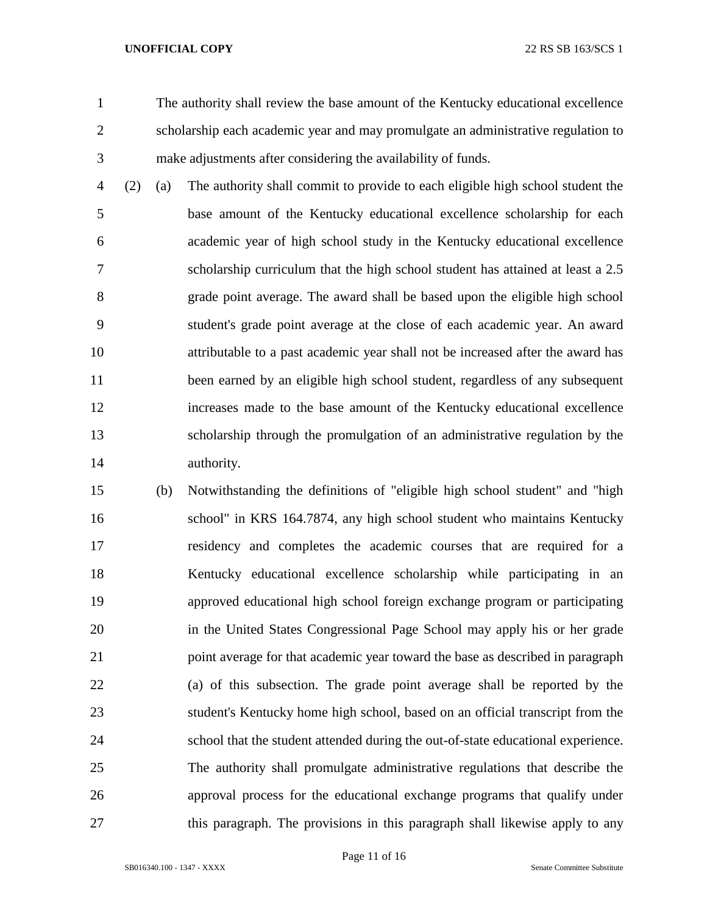The authority shall review the base amount of the Kentucky educational excellence scholarship each academic year and may promulgate an administrative regulation to make adjustments after considering the availability of funds.

(2) (a) The authority shall commit to provide to each eligible high school student the base amount of the Kentucky educational excellence scholarship for each academic year of high school study in the Kentucky educational excellence scholarship curriculum that the high school student has attained at least a 2.5 grade point average. The award shall be based upon the eligible high school student's grade point average at the close of each academic year. An award attributable to a past academic year shall not be increased after the award has been earned by an eligible high school student, regardless of any subsequent increases made to the base amount of the Kentucky educational excellence scholarship through the promulgation of an administrative regulation by the authority.

(b) Notwithstanding the definitions of "eligible high school student" and "high school" in KRS 164.7874, any high school student who maintains Kentucky residency and completes the academic courses that are required for a Kentucky educational excellence scholarship while participating in an approved educational high school foreign exchange program or participating in the United States Congressional Page School may apply his or her grade point average for that academic year toward the base as described in paragraph (a) of this subsection. The grade point average shall be reported by the student's Kentucky home high school, based on an official transcript from the school that the student attended during the out-of-state educational experience. The authority shall promulgate administrative regulations that describe the approval process for the educational exchange programs that qualify under this paragraph. The provisions in this paragraph shall likewise apply to any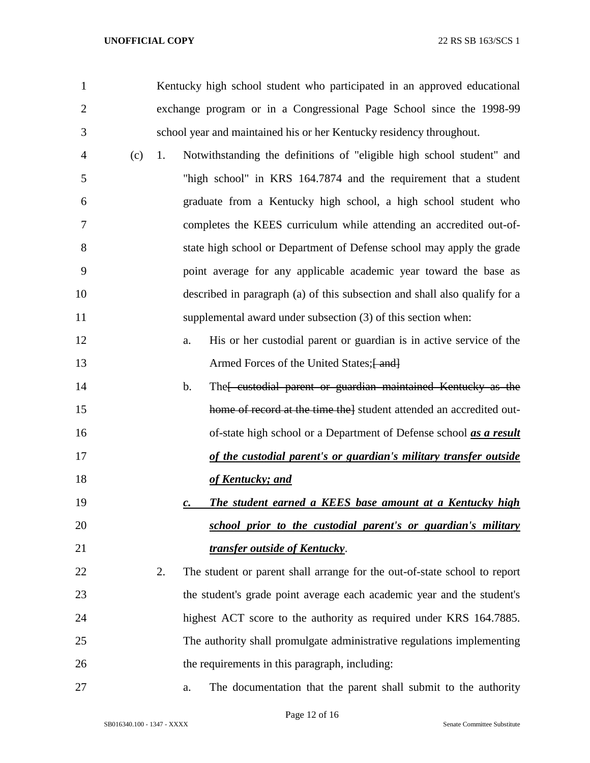Kentucky high school student who participated in an approved educational exchange program or in a Congressional Page School since the 1998-99 school year and maintained his or her Kentucky residency throughout.

(c) 1. Notwithstanding the definitions of "eligible high school student" and "high school" in KRS 164.7874 and the requirement that a student graduate from a Kentucky high school, a high school student who completes the KEES curriculum while attending an accredited out-of-state high school or Department of Defense school may apply the grade point average for any applicable academic year toward the base as described in paragraph (a) of this subsection and shall also qualify for a supplemental award under subsection (3) of this section when:

a. His or her custodial parent or guardian is in active service of the Armed Forces of the United States;~~[ and]~~

b. The~~[ custodial parent or guardian maintained Kentucky as the home of record at the time the]~~ student attended an accredited out-of-state high school or a Department of Defense school ***as a result of the custodial parent's or guardian's military transfer outside of Kentucky; and***

***c. The student earned a KEES base amount at a Kentucky high school prior to the custodial parent's or guardian's military transfer outside of Kentucky***.

2. The student or parent shall arrange for the out-of-state school to report the student's grade point average each academic year and the student's highest ACT score to the authority as required under KRS 164.7885. The authority shall promulgate administrative regulations implementing the requirements in this paragraph, including:

a. The documentation that the parent shall submit to the authority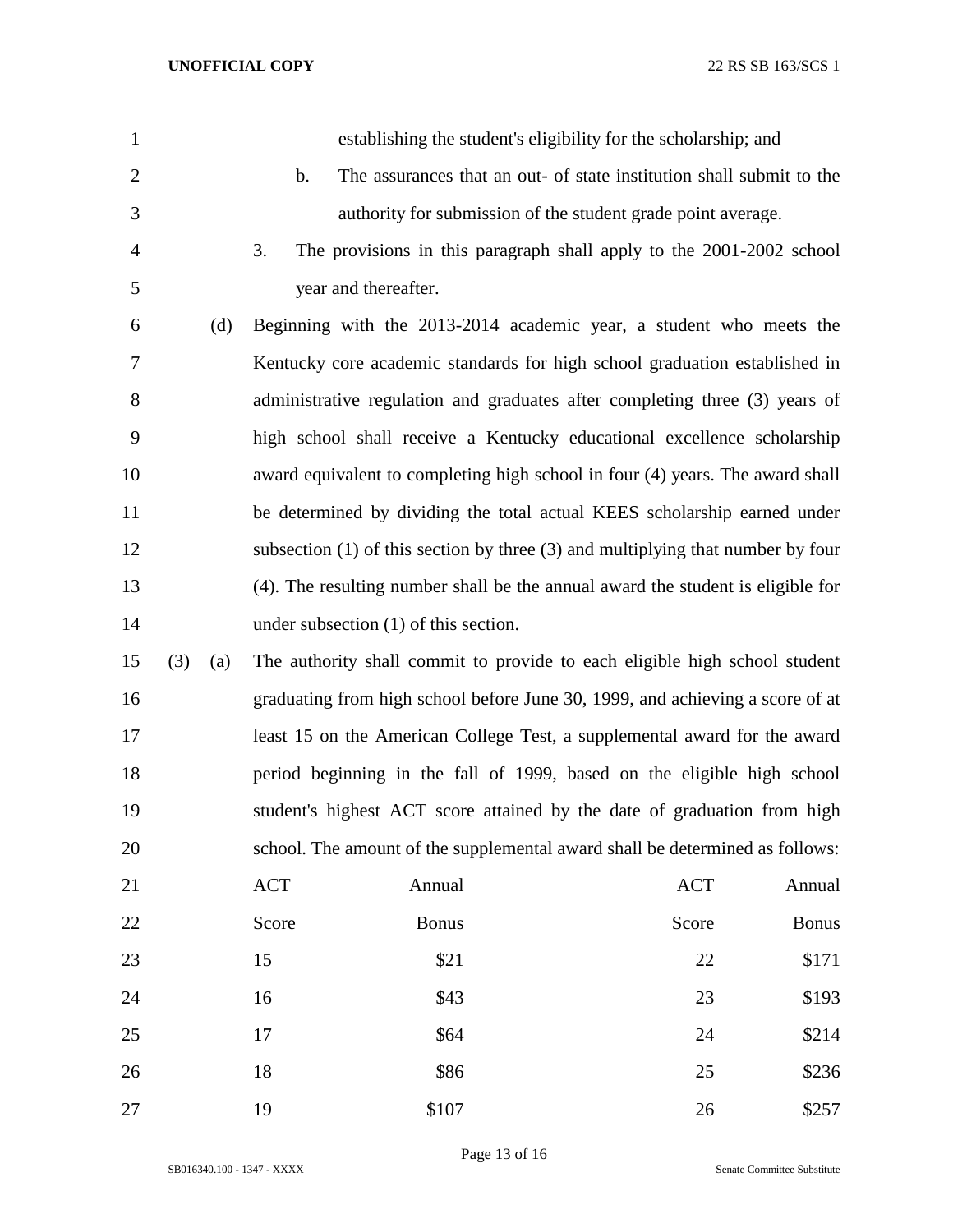establishing the student's eligibility for the scholarship; and

b. The assurances that an out- of state institution shall submit to the authority for submission of the student grade point average.

3. The provisions in this paragraph shall apply to the 2001-2002 school year and thereafter.

(d) Beginning with the 2013-2014 academic year, a student who meets the Kentucky core academic standards for high school graduation established in administrative regulation and graduates after completing three (3) years of high school shall receive a Kentucky educational excellence scholarship award equivalent to completing high school in four (4) years. The award shall be determined by dividing the total actual KEES scholarship earned under subsection (1) of this section by three (3) and multiplying that number by four (4). The resulting number shall be the annual award the student is eligible for under subsection (1) of this section.

(3) (a) The authority shall commit to provide to each eligible high school student graduating from high school before June 30, 1999, and achieving a score of at least 15 on the American College Test, a supplemental award for the award period beginning in the fall of 1999, based on the eligible high school student's highest ACT score attained by the date of graduation from high school. The amount of the supplemental award shall be determined as follows:

| ACT Score | Annual Bonus | ACT Score | Annual Bonus |
|---|---|---|---|
| 15 | $21 | 22 | $171 |
| 16 | $43 | 23 | $193 |
| 17 | $64 | 24 | $214 |
| 18 | $86 | 25 | $236 |
| 19 | $107 | 26 | $257 |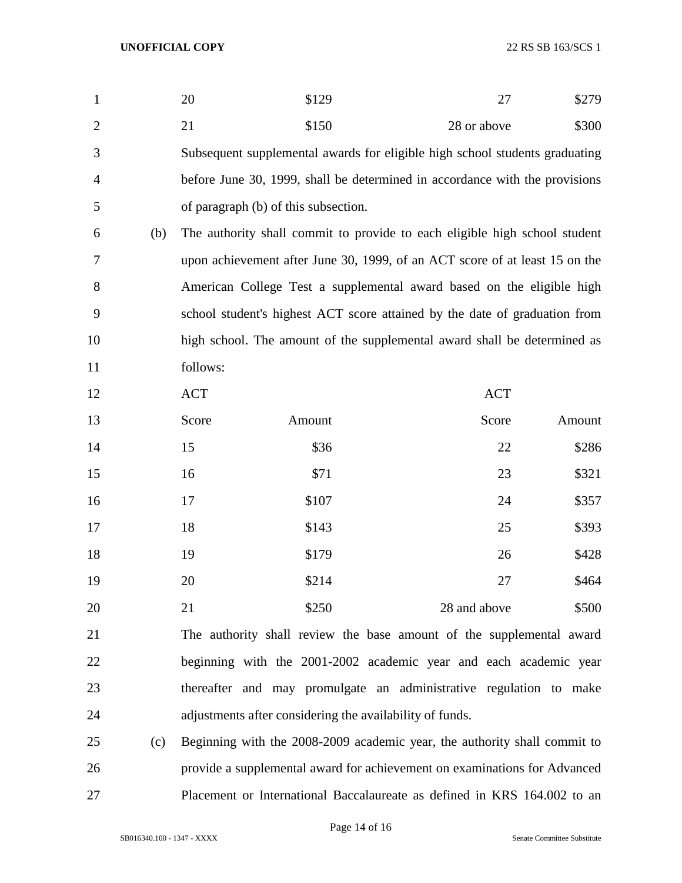| | | | |
|---|---|---|---|
| 20 | $129 | 27 | $279 |
| 21 | $150 | 28 or above | $300 |

Subsequent supplemental awards for eligible high school students graduating before June 30, 1999, shall be determined in accordance with the provisions of paragraph (b) of this subsection.

(b) The authority shall commit to provide to each eligible high school student upon achievement after June 30, 1999, of an ACT score of at least 15 on the American College Test a supplemental award based on the eligible high school student's highest ACT score attained by the date of graduation from high school. The amount of the supplemental award shall be determined as follows:

| ACT Score | Amount | ACT Score | Amount |
|---|---|---|---|
| 15 | $36 | 22 | $286 |
| 16 | $71 | 23 | $321 |
| 17 | $107 | 24 | $357 |
| 18 | $143 | 25 | $393 |
| 19 | $179 | 26 | $428 |
| 20 | $214 | 27 | $464 |
| 21 | $250 | 28 and above | $500 |

The authority shall review the base amount of the supplemental award beginning with the 2001-2002 academic year and each academic year thereafter and may promulgate an administrative regulation to make adjustments after considering the availability of funds.

(c) Beginning with the 2008-2009 academic year, the authority shall commit to provide a supplemental award for achievement on examinations for Advanced Placement or International Baccalaureate as defined in KRS 164.002 to an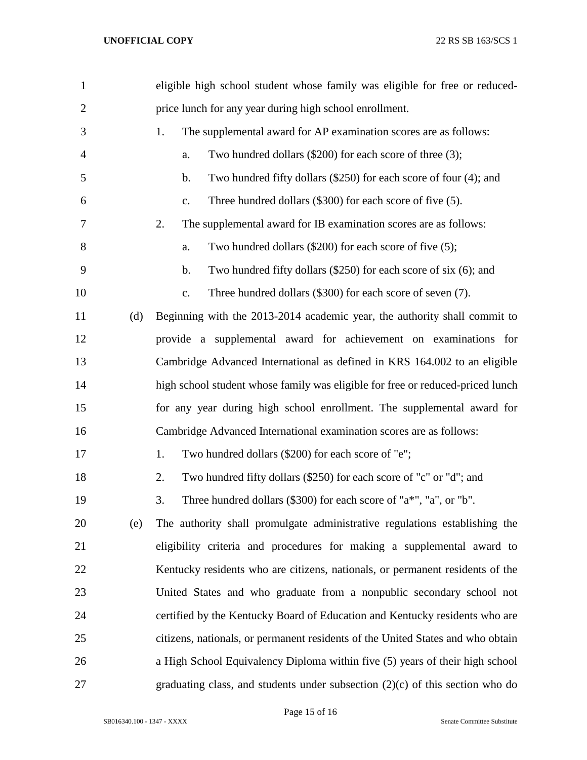eligible high school student whose family was eligible for free or reduced-price lunch for any year during high school enrollment.

1. The supplemental award for AP examination scores are as follows:
   a. Two hundred dollars ($200) for each score of three (3);
   b. Two hundred fifty dollars ($250) for each score of four (4); and
   c. Three hundred dollars ($300) for each score of five (5).
2. The supplemental award for IB examination scores are as follows:
   a. Two hundred dollars ($200) for each score of five (5);
   b. Two hundred fifty dollars ($250) for each score of six (6); and
   c. Three hundred dollars ($300) for each score of seven (7).

(d) Beginning with the 2013-2014 academic year, the authority shall commit to provide a supplemental award for achievement on examinations for Cambridge Advanced International as defined in KRS 164.002 to an eligible high school student whose family was eligible for free or reduced-priced lunch for any year during high school enrollment. The supplemental award for Cambridge Advanced International examination scores are as follows:

1. Two hundred dollars ($200) for each score of "e";
2. Two hundred fifty dollars ($250) for each score of "c" or "d"; and
3. Three hundred dollars ($300) for each score of "a*", "a", or "b".

(e) The authority shall promulgate administrative regulations establishing the eligibility criteria and procedures for making a supplemental award to Kentucky residents who are citizens, nationals, or permanent residents of the United States and who graduate from a nonpublic secondary school not certified by the Kentucky Board of Education and Kentucky residents who are citizens, nationals, or permanent residents of the United States and who obtain a High School Equivalency Diploma within five (5) years of their high school graduating class, and students under subsection (2)(c) of this section who do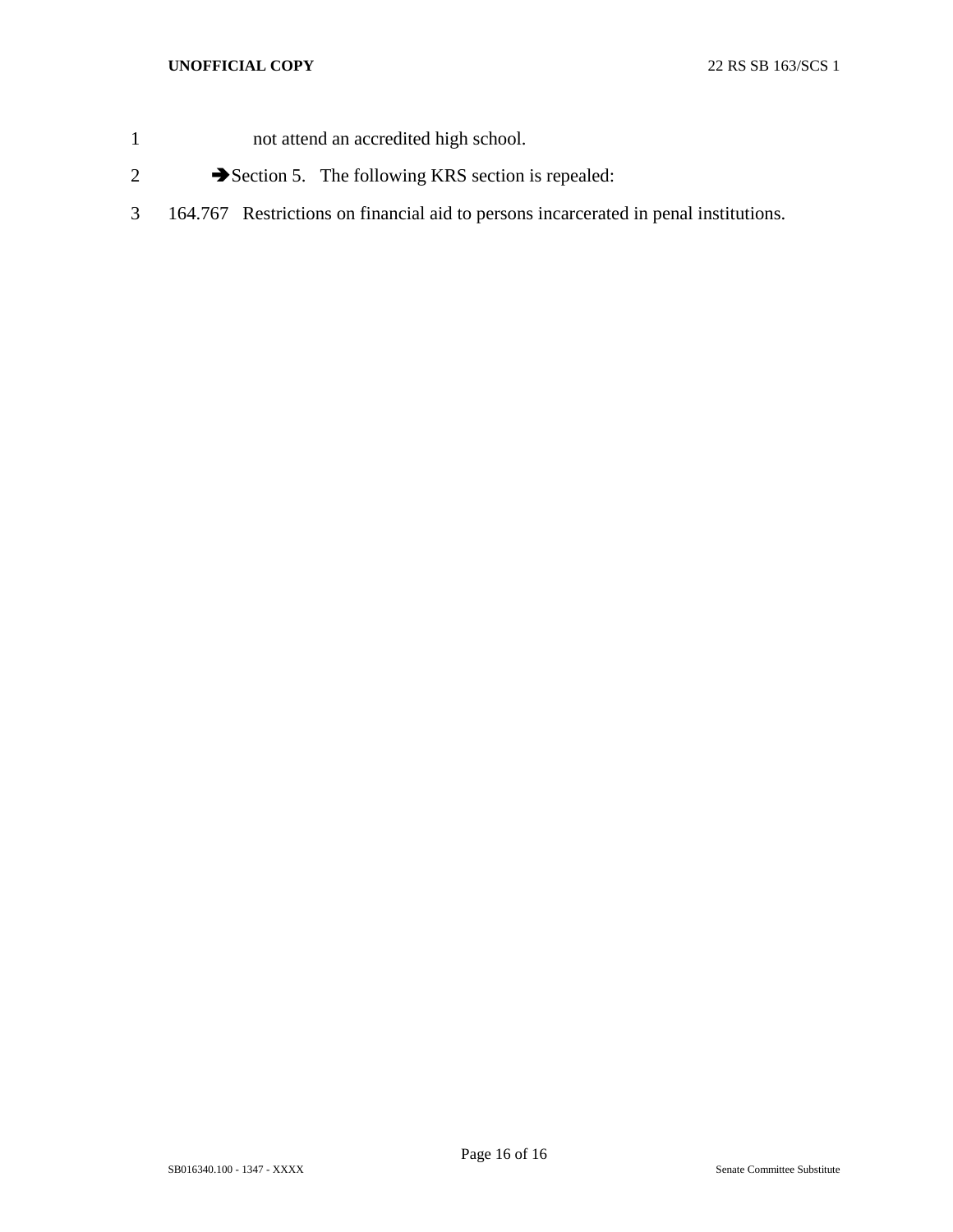not attend an accredited high school.

➔Section 5. The following KRS section is repealed:

164.767 Restrictions on financial aid to persons incarcerated in penal institutions.